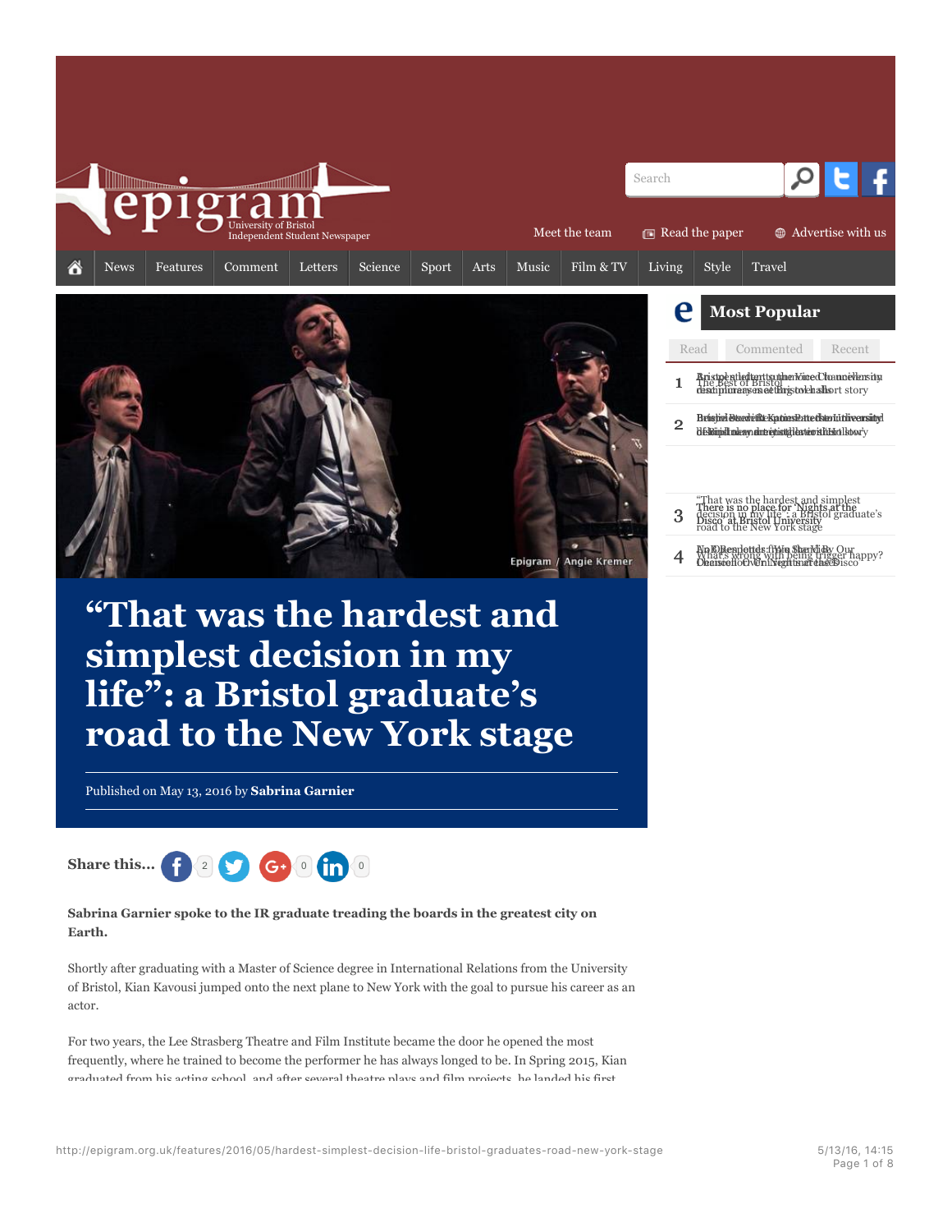# “That was the hardest and simplest decision in my life”: a Bristol graduate’s road to the New York stage

Published on May 13, 2016 by **Sabrina Garnier**

Epigram / Angie Kremer

**Sabrina Garnier spoke to the IR graduate treading the boards in the greatest city on Earth.**

Shortly after graduating with a Master of Science degree in International Relations from the University of Bristol, Kian Kavousi jumped onto the next plane to New York with the goal to pursue his career as an actor.

For two years, the Lee Strasberg Theatre and Film Institute became the door he opened the most frequently, where he trained to become the performer he has always longed to be. In Spring 2015, Kian graduated from his acting school, and after several theatre plays and film projects, he landed his first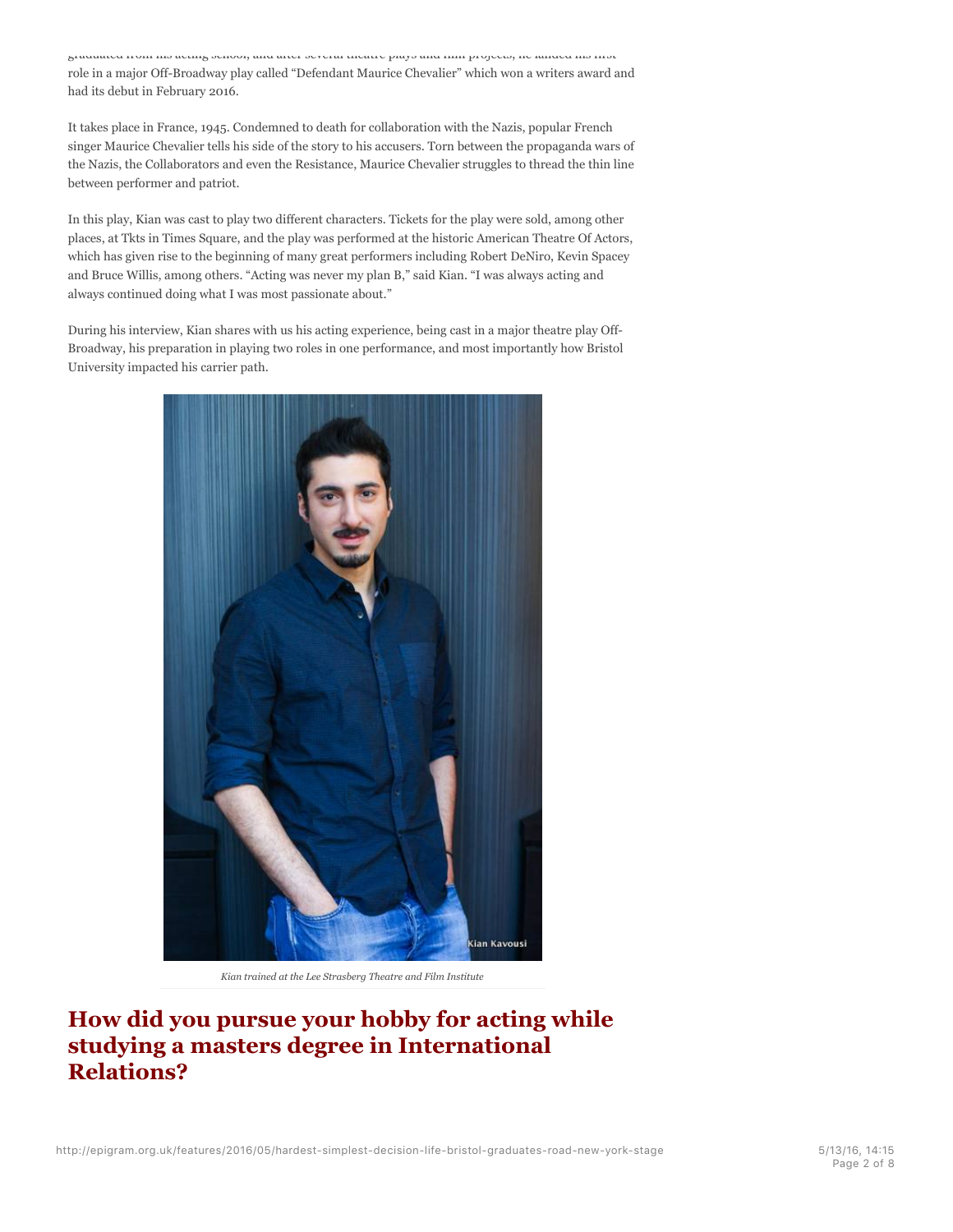graduated from his acting school, and after several theatre plays and film projects, he landed his first role in a major Off-Broadway play called "Defendant Maurice Chevalier" which won a writers award and had its debut in February 2016.

It takes place in France, 1945. Condemned to death for collaboration with the Nazis, popular French singer Maurice Chevalier tells his side of the story to his accusers. Torn between the propaganda wars of the Nazis, the Collaborators and even the Resistance, Maurice Chevalier struggles to thread the thin line between performer and patriot.

In this play, Kian was cast to play two different characters. Tickets for the play were sold, among other places, at Tkts in Times Square, and the play was performed at the historic American Theatre Of Actors, which has given rise to the beginning of many great performers including Robert DeNiro, Kevin Spacey and Bruce Willis, among others. "Acting was never my plan B," said Kian. "I was always acting and always continued doing what I was most passionate about."

During his interview, Kian shares with us his acting experience, being cast in a major theatre play Off-Broadway, his preparation in playing two roles in one performance, and most importantly how Bristol University impacted his carrier path.

Kian Kavousi

*Kian trained at the Lee Strasberg Theatre and Film Institute*

## How did you pursue your hobby for acting while studying a masters degree in International Relations?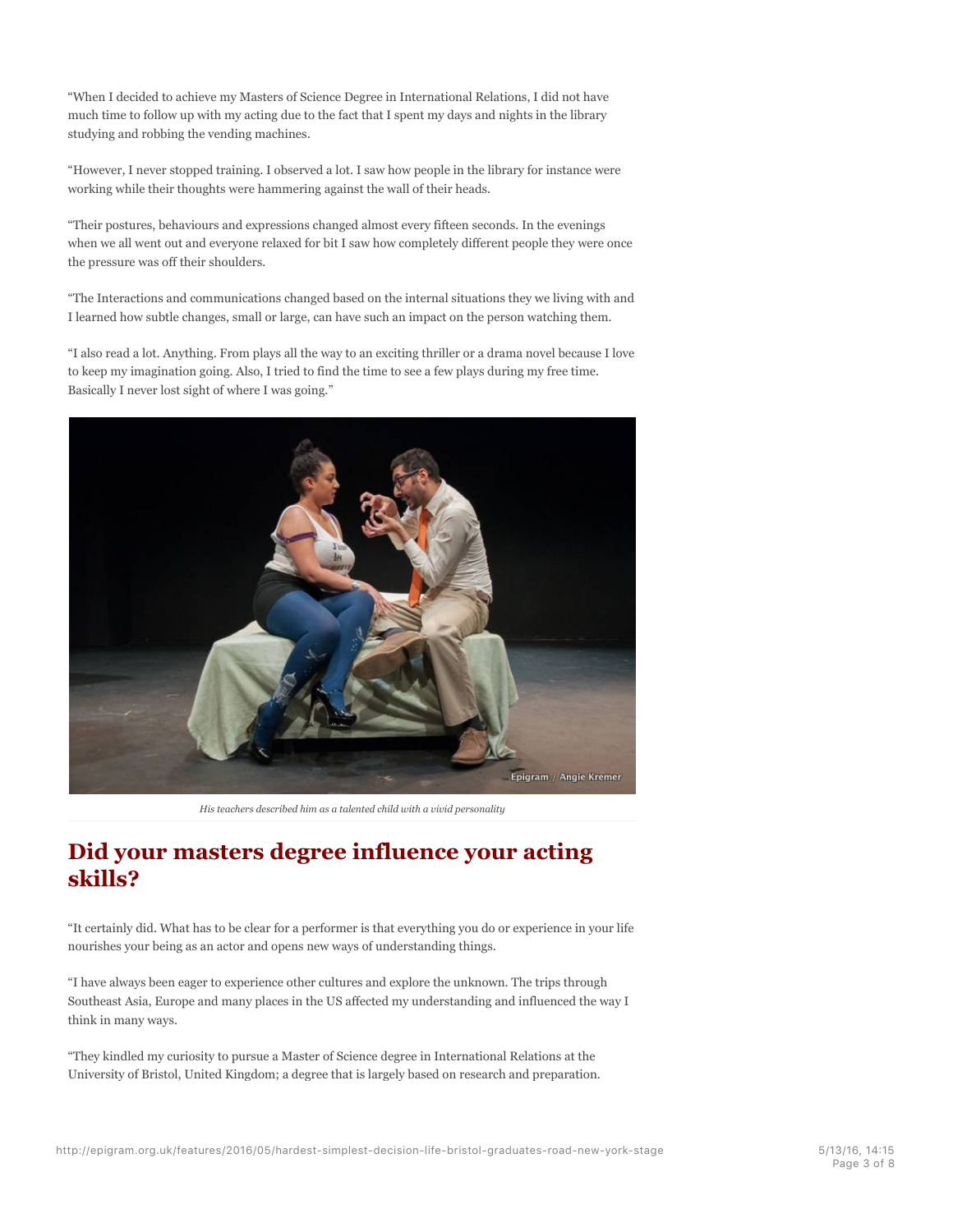"When I decided to achieve my Masters of Science Degree in International Relations, I did not have much time to follow up with my acting due to the fact that I spent my days and nights in the library studying and robbing the vending machines.

"However, I never stopped training. I observed a lot. I saw how people in the library for instance were working while their thoughts were hammering against the wall of their heads.

"Their postures, behaviours and expressions changed almost every fifteen seconds. In the evenings when we all went out and everyone relaxed for bit I saw how completely different people they were once the pressure was off their shoulders.

"The Interactions and communications changed based on the internal situations they we living with and I learned how subtle changes, small or large, can have such an impact on the person watching them.

"I also read a lot. Anything. From plays all the way to an exciting thriller or a drama novel because I love to keep my imagination going. Also, I tried to find the time to see a few plays during my free time. Basically I never lost sight of where I was going."

*His teachers described him as a talented child with a vivid personality*

## Did your masters degree influence your acting skills?

"It certainly did. What has to be clear for a performer is that everything you do or experience in your life nourishes your being as an actor and opens new ways of understanding things.

"I have always been eager to experience other cultures and explore the unknown. The trips through Southeast Asia, Europe and many places in the US affected my understanding and influenced the way I think in many ways.

"They kindled my curiosity to pursue a Master of Science degree in International Relations at the University of Bristol, United Kingdom; a degree that is largely based on research and preparation.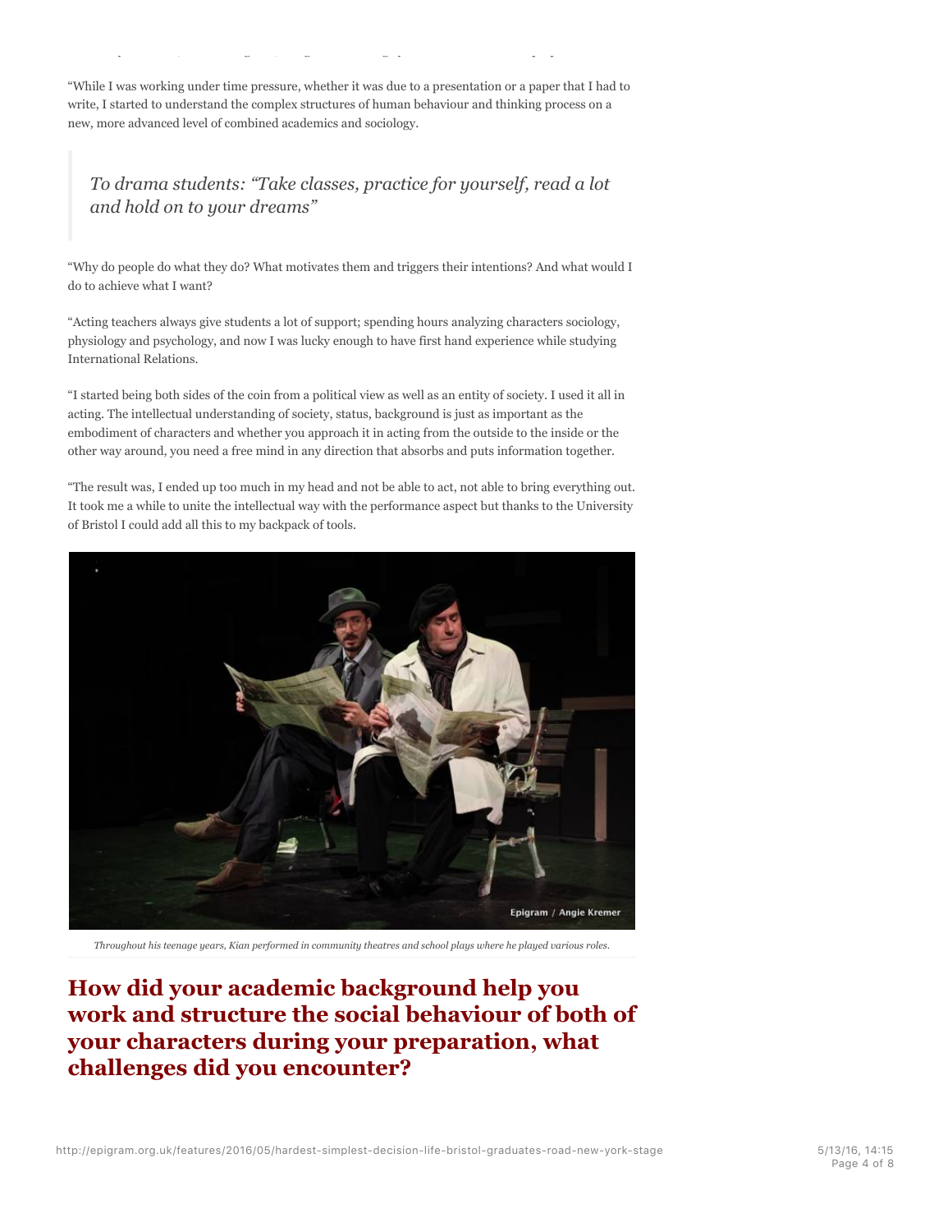"While I was working under time pressure, whether it was due to a presentation or a paper that I had to write, I started to understand the complex structures of human behaviour and thinking process on a new, more advanced level of combined academics and sociology.

> *To drama students: "Take classes, practice for yourself, read a lot and hold on to your dreams"*

"Why do people do what they do? What motivates them and triggers their intentions? And what would I do to achieve what I want?

"Acting teachers always give students a lot of support; spending hours analyzing characters sociology, physiology and psychology, and now I was lucky enough to have first hand experience while studying International Relations.

"I started being both sides of the coin from a political view as well as an entity of society. I used it all in acting. The intellectual understanding of society, status, background is just as important as the embodiment of characters and whether you approach it in acting from the outside to the inside or the other way around, you need a free mind in any direction that absorbs and puts information together.

"The result was, I ended up too much in my head and not be able to act, not able to bring everything out. It took me a while to unite the intellectual way with the performance aspect but thanks to the University of Bristol I could add all this to my backpack of tools.

Epigram / Angie Kremer

*Throughout his teenage years, Kian performed in community theatres and school plays where he played various roles.*

## How did your academic background help you work and structure the social behaviour of both of your characters during your preparation, what challenges did you encounter?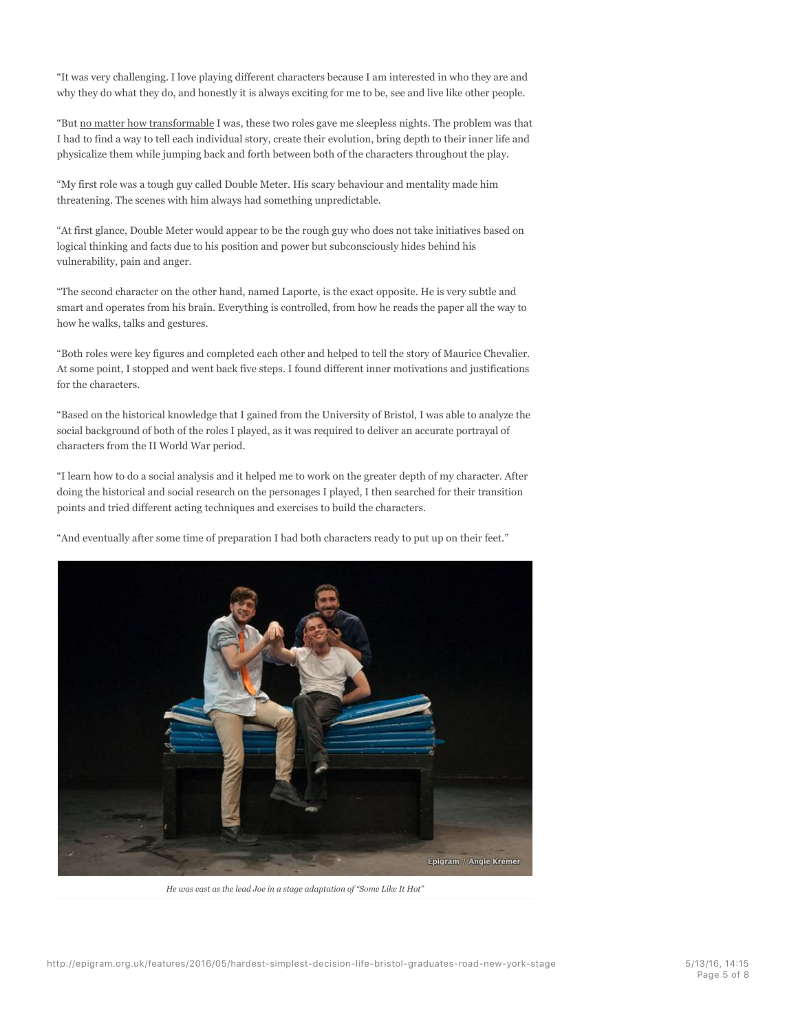"It was very challenging. I love playing different characters because I am interested in who they are and why they do what they do, and honestly it is always exciting for me to be, see and live like other people.

"But no matter how transformable I was, these two roles gave me sleepless nights. The problem was that I had to find a way to tell each individual story, create their evolution, bring depth to their inner life and physicalize them while jumping back and forth between both of the characters throughout the play.

"My first role was a tough guy called Double Meter. His scary behaviour and mentality made him threatening. The scenes with him always had something unpredictable.

"At first glance, Double Meter would appear to be the rough guy who does not take initiatives based on logical thinking and facts due to his position and power but subconsciously hides behind his vulnerability, pain and anger.

"The second character on the other hand, named Laporte, is the exact opposite. He is very subtle and smart and operates from his brain. Everything is controlled, from how he reads the paper all the way to how he walks, talks and gestures.

"Both roles were key figures and completed each other and helped to tell the story of Maurice Chevalier. At some point, I stopped and went back five steps. I found different inner motivations and justifications for the characters.

"Based on the historical knowledge that I gained from the University of Bristol, I was able to analyze the social background of both of the roles I played, as it was required to deliver an accurate portrayal of characters from the II World War period.

"I learn how to do a social analysis and it helped me to work on the greater depth of my character. After doing the historical and social research on the personages I played, I then searched for their transition points and tried different acting techniques and exercises to build the characters.

"And eventually after some time of preparation I had both characters ready to put up on their feet."

Epigram / Angie Kremer

*He was cast as the lead Joe in a stage adaptation of "Some Like It Hot"*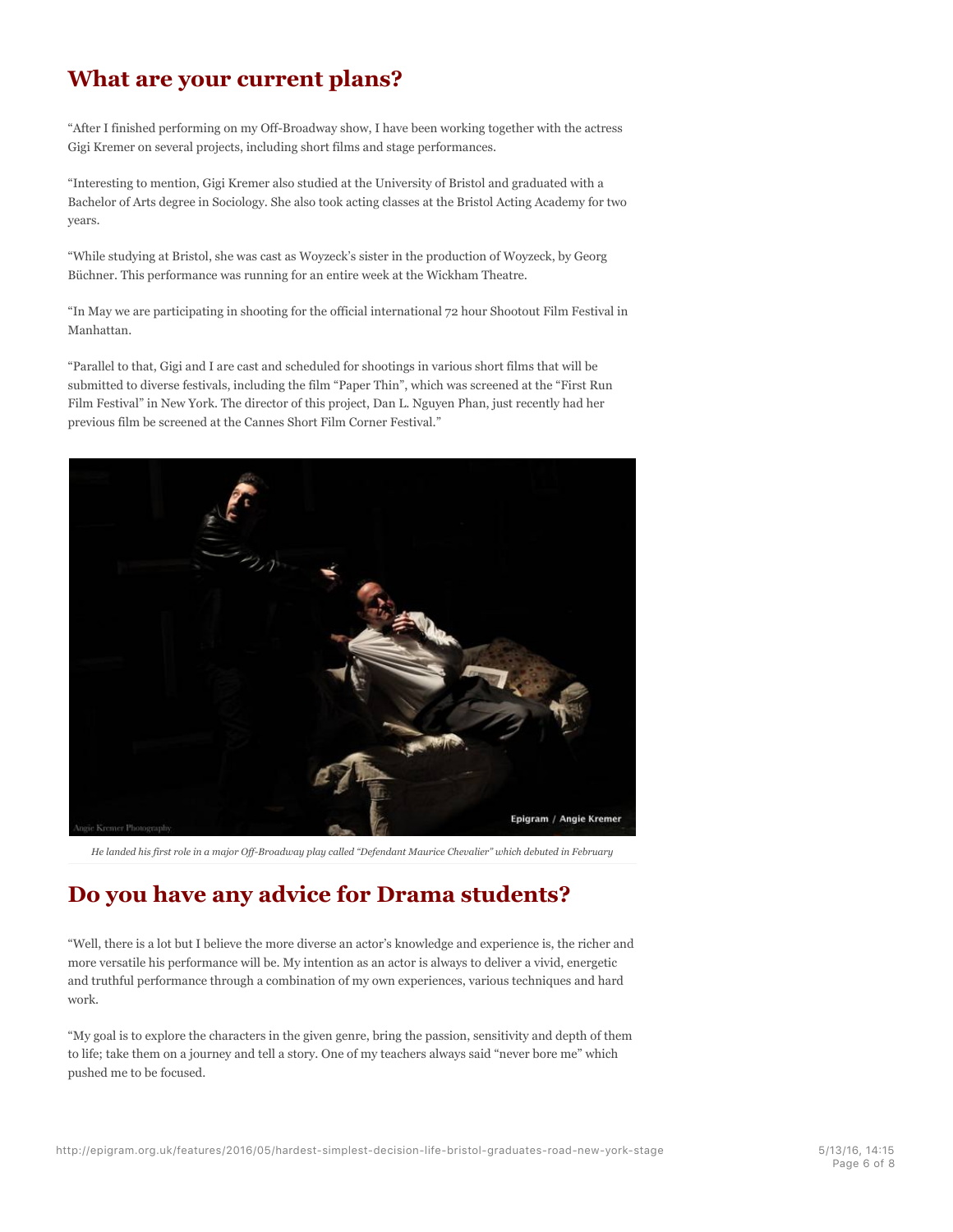## What are your current plans?

"After I finished performing on my Off-Broadway show, I have been working together with the actress Gigi Kremer on several projects, including short films and stage performances.

"Interesting to mention, Gigi Kremer also studied at the University of Bristol and graduated with a Bachelor of Arts degree in Sociology. She also took acting classes at the Bristol Acting Academy for two years.

"While studying at Bristol, she was cast as Woyzeck's sister in the production of Woyzeck, by Georg Büchner. This performance was running for an entire week at the Wickham Theatre.

"In May we are participating in shooting for the official international 72 hour Shootout Film Festival in Manhattan.

"Parallel to that, Gigi and I are cast and scheduled for shootings in various short films that will be submitted to diverse festivals, including the film "Paper Thin", which was screened at the "First Run Film Festival" in New York. The director of this project, Dan L. Nguyen Phan, just recently had her previous film be screened at the Cannes Short Film Corner Festival."

*He landed his first role in a major Off-Broadway play called "Defendant Maurice Chevalier" which debuted in February*

## Do you have any advice for Drama students?

"Well, there is a lot but I believe the more diverse an actor's knowledge and experience is, the richer and more versatile his performance will be. My intention as an actor is always to deliver a vivid, energetic and truthful performance through a combination of my own experiences, various techniques and hard work.

"My goal is to explore the characters in the given genre, bring the passion, sensitivity and depth of them to life; take them on a journey and tell a story. One of my teachers always said "never bore me" which pushed me to be focused.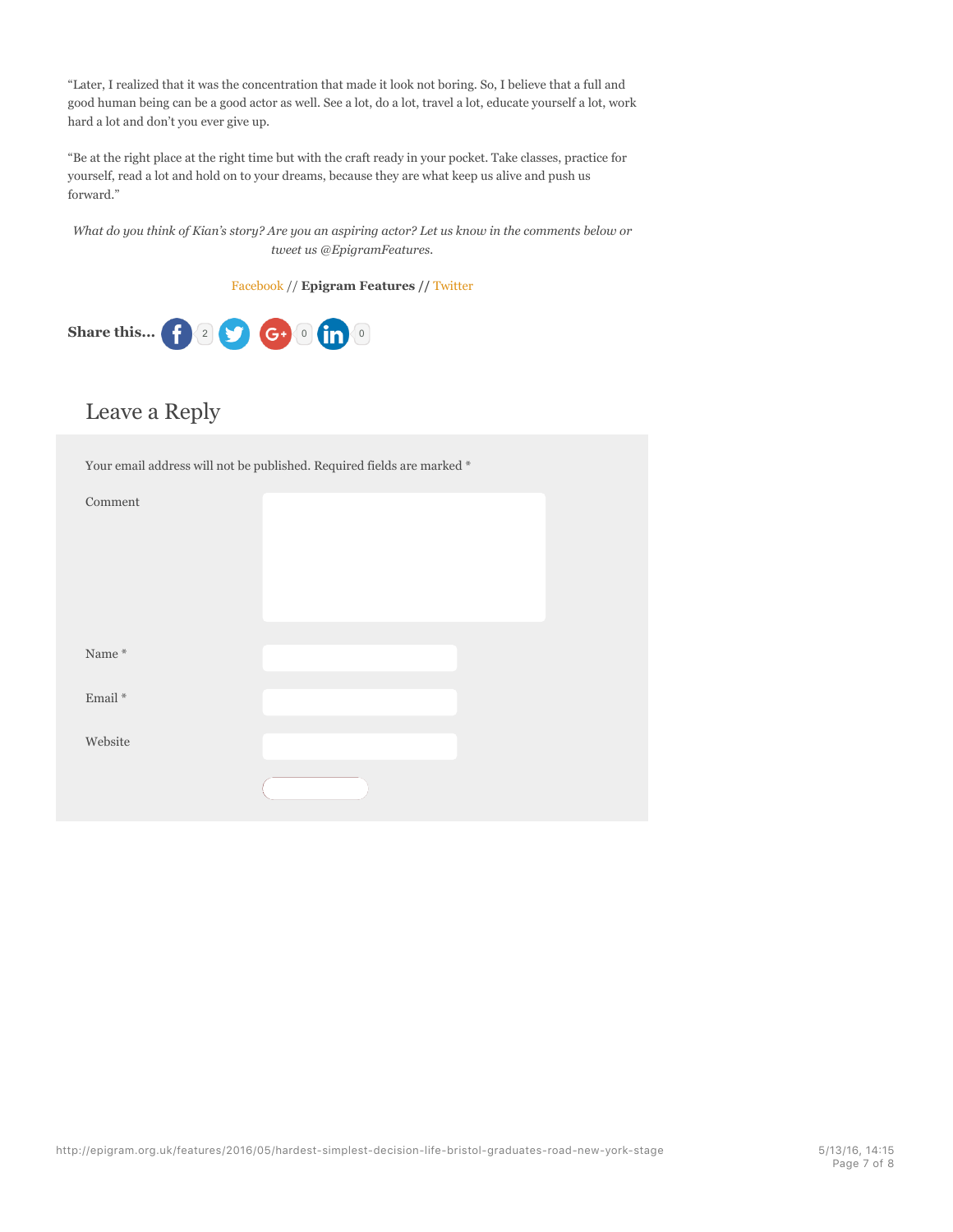"Later, I realized that it was the concentration that made it look not boring. So, I believe that a full and good human being can be a good actor as well. See a lot, do a lot, travel a lot, educate yourself a lot, work hard a lot and don't you ever give up.

"Be at the right place at the right time but with the craft ready in your pocket. Take classes, practice for yourself, read a lot and hold on to your dreams, because they are what keep us alive and push us forward."

*What do you think of Kian's story? Are you an aspiring actor? Let us know in the comments below or tweet us @EpigramFeatures.*

Facebook // **Epigram Features** // Twitter

**Share this...** 2 0 0

## Leave a Reply

Your email address will not be published. Required fields are marked *

Comment

Name *

Email *

Website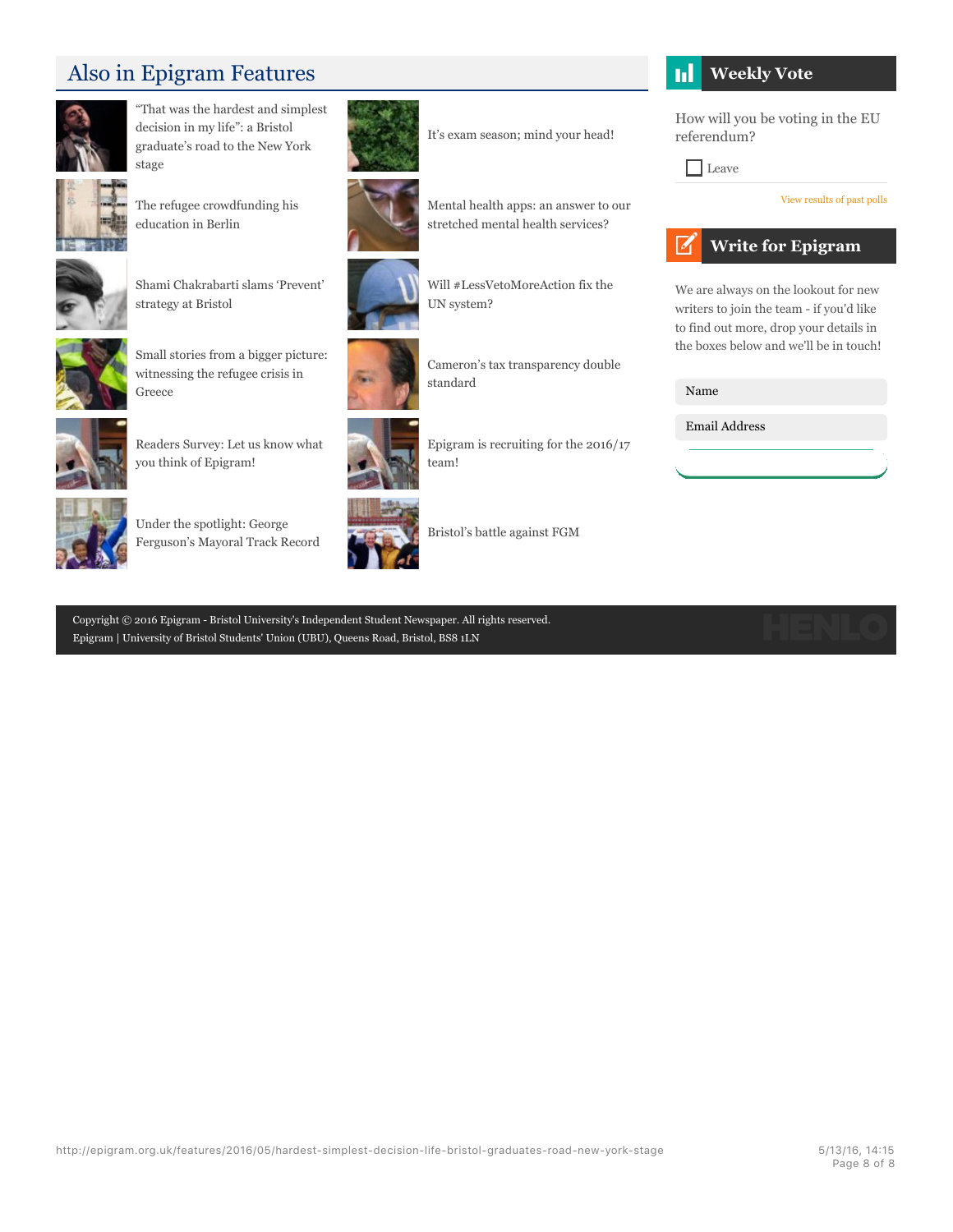## Also in Epigram Features

- "That was the hardest and simplest decision in my life": a Bristol graduate's road to the New York stage
- It's exam season; mind your head!
- The refugee crowdfunding his education in Berlin
- Mental health apps: an answer to our stretched mental health services?
- Shami Chakrabarti slams 'Prevent' strategy at Bristol
- Will #LessVetoMoreAction fix the UN system?
- Small stories from a bigger picture: witnessing the refugee crisis in Greece
- Cameron's tax transparency double standard
- Readers Survey: Let us know what you think of Epigram!
- Epigram is recruiting for the 2016/17 team!
- Under the spotlight: George Ferguson's Mayoral Track Record
- Bristol's battle against FGM

## Weekly Vote

How will you be voting in the EU referendum?

- [ ] Leave

View results of past polls

## Write for Epigram

We are always on the lookout for new writers to join the team - if you'd like to find out more, drop your details in the boxes below and we'll be in touch!

Name

Email Address

Copyright © 2016 Epigram - Bristol University's Independent Student Newspaper. All rights reserved.
Epigram | University of Bristol Students' Union (UBU), Queens Road, Bristol, BS8 1LN